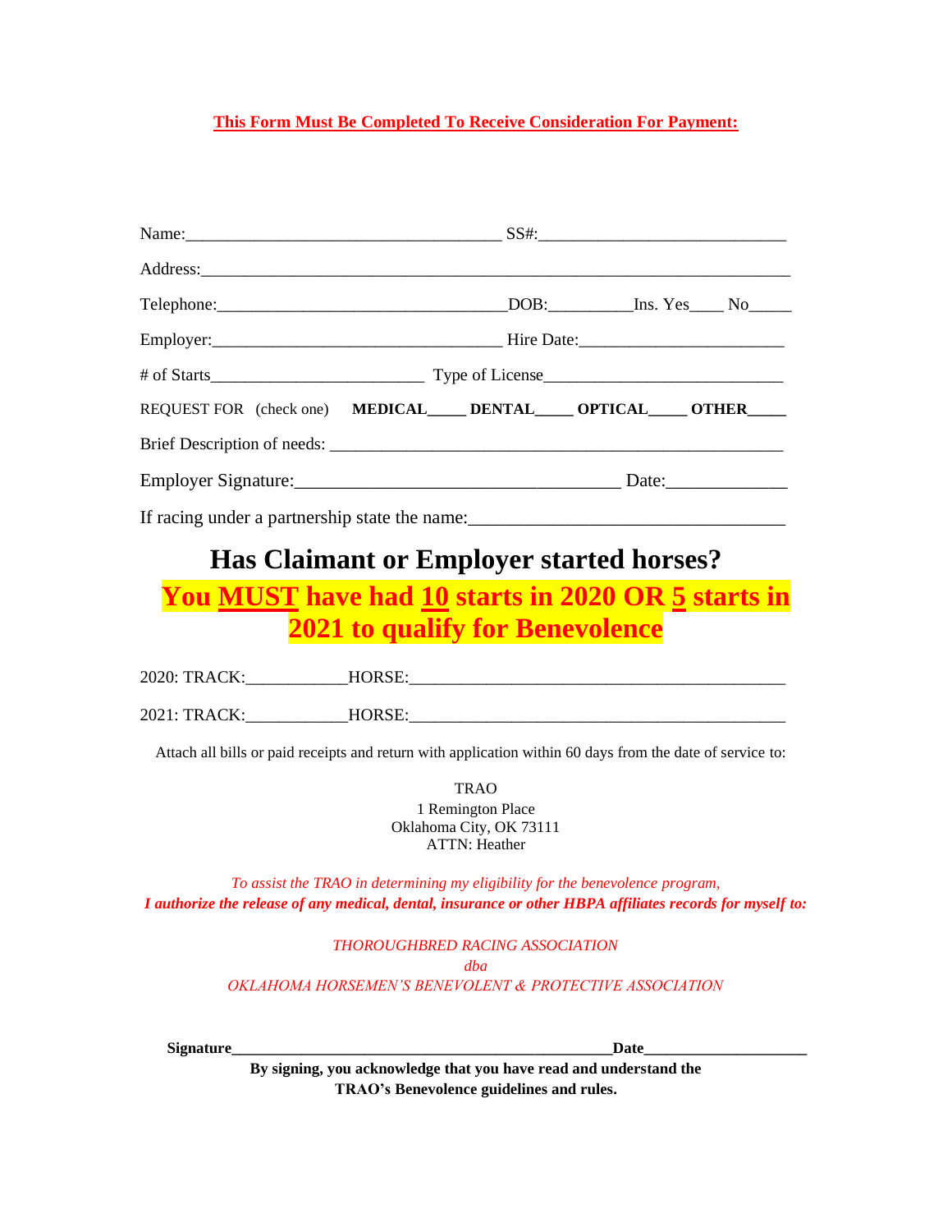**This Form Must Be Completed To Receive Consideration For Payment:**

Name:_____________________________________ SS#:_____________________________

Address:______________________________________________________________________

Telephone:_________________________________DOB:_________Ins. Yes____ No_____

Employer:_________________________________ Hire Date:_______________________

# of Starts________________________ Type of License___________________________

REQUEST FOR (check one) **MEDICAL_____ DENTAL_____ OPTICAL_____ OTHER_____**

Brief Description of needs: ____________________________________________________

Employer Signature:____________________________________ Date:_____________

If racing under a partnership state the name:_________________________________

## Has Claimant or Employer started horses?

## You MUST have had 10 starts in 2020 OR 5 starts in 2021 to qualify for Benevolence

2020: TRACK:___________HORSE:___________________________________________

2021: TRACK:___________HORSE:___________________________________________

Attach all bills or paid receipts and return with application within 60 days from the date of service to:

TRAO
1 Remington Place
Oklahoma City, OK 73111
ATTN: Heather

*To assist the TRAO in determining my eligibility for the benevolence program,*
***I authorize the release of any medical, dental, insurance or other HBPA affiliates records for myself to:***

*THOROUGHBRED RACING ASSOCIATION*
*dba*
*OKLAHOMA HORSEMEN'S BENEVOLENT & PROTECTIVE ASSOCIATION*

**Signature_______________________________________________Date____________________**

**By signing, you acknowledge that you have read and understand the TRAO's Benevolence guidelines and rules.**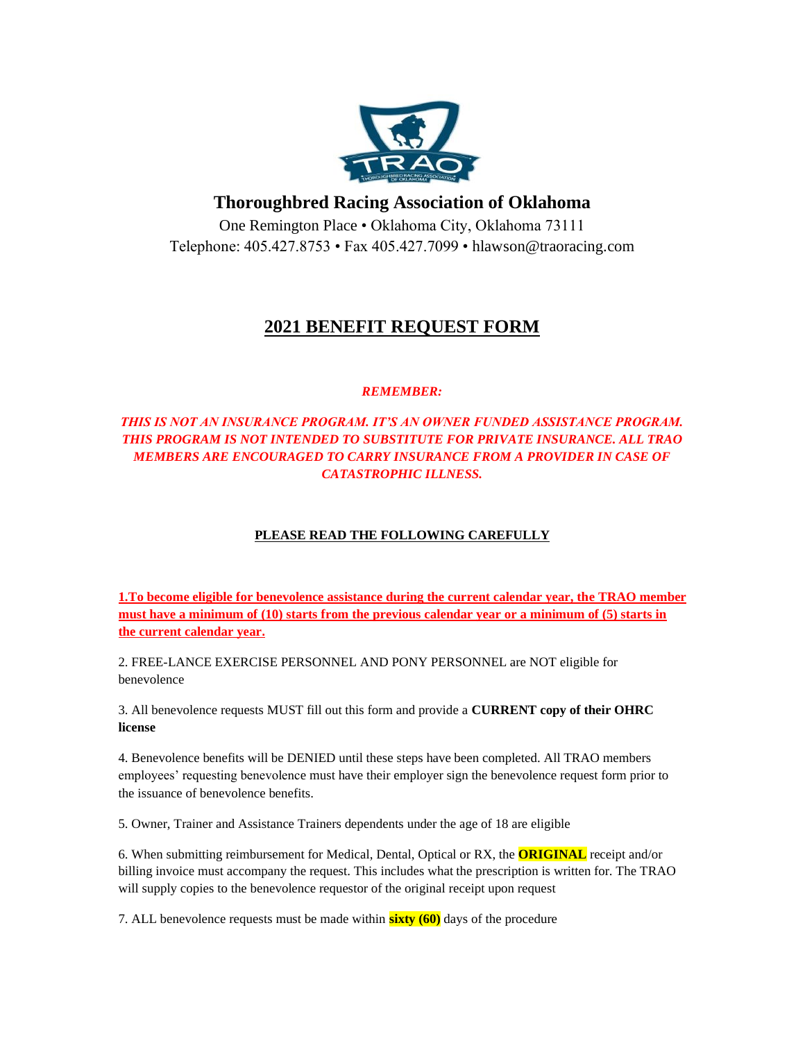# Thoroughbred Racing Association of Oklahoma

One Remington Place • Oklahoma City, Oklahoma 73111
Telephone: 405.427.8753 • Fax 405.427.7099 • hlawson@traoracing.com

## 2021 BENEFIT REQUEST FORM

***REMEMBER:***

***THIS IS NOT AN INSURANCE PROGRAM. IT'S AN OWNER FUNDED ASSISTANCE PROGRAM. THIS PROGRAM IS NOT INTENDED TO SUBSTITUTE FOR PRIVATE INSURANCE. ALL TRAO MEMBERS ARE ENCOURAGED TO CARRY INSURANCE FROM A PROVIDER IN CASE OF CATASTROPHIC ILLNESS.***

**PLEASE READ THE FOLLOWING CAREFULLY**

**1.To become eligible for benevolence assistance during the current calendar year, the TRAO member must have a minimum of (10) starts from the previous calendar year or a minimum of (5) starts in the current calendar year.**

2. FREE-LANCE EXERCISE PERSONNEL AND PONY PERSONNEL are NOT eligible for benevolence

3. All benevolence requests MUST fill out this form and provide a **CURRENT copy of their OHRC license**

4. Benevolence benefits will be DENIED until these steps have been completed. All TRAO members employees' requesting benevolence must have their employer sign the benevolence request form prior to the issuance of benevolence benefits.

5. Owner, Trainer and Assistance Trainers dependents under the age of 18 are eligible

6. When submitting reimbursement for Medical, Dental, Optical or RX, the **ORIGINAL** receipt and/or billing invoice must accompany the request. This includes what the prescription is written for. The TRAO will supply copies to the benevolence requestor of the original receipt upon request

7. ALL benevolence requests must be made within **sixty (60)** days of the procedure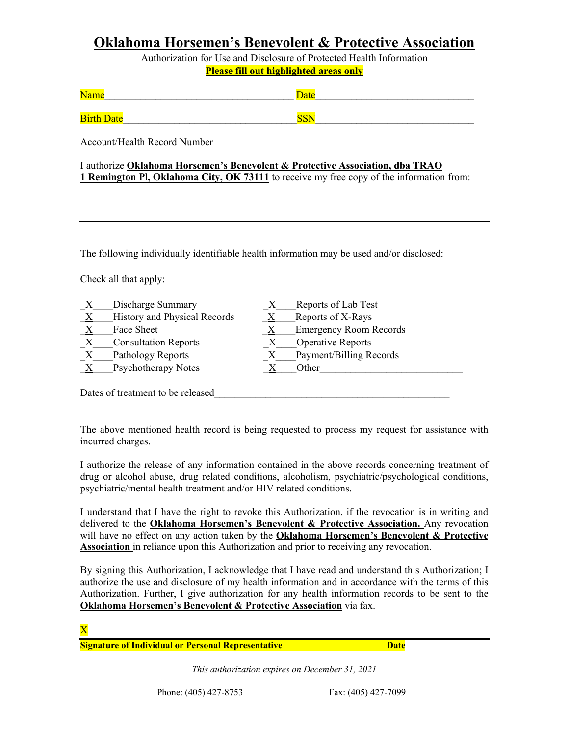# Oklahoma Horsemen's Benevolent & Protective Association

Authorization for Use and Disclosure of Protected Health Information

**Please fill out highlighted areas only**

Name_____________________________________ Date______________________________

Birth Date_________________________________ SSN______________________________

Account/Health Record Number____________________________________________________

I authorize **Oklahoma Horsemen's Benevolent & Protective Association, dba TRAO 1 Remington Pl, Oklahoma City, OK 73111** to receive my free copy of the information from:

---

The following individually identifiable health information may be used and/or disclosed:

Check all that apply:

| | |
|---|---|
| _X____Discharge Summary | _X____Reports of Lab Test |
| _X____History and Physical Records | _X____Reports of X-Rays |
| _X____Face Sheet | _X____Emergency Room Records |
| _X____Consultation Reports | _X____Operative Reports |
| _X____Pathology Reports | _X____Payment/Billing Records |
| _X____Psychotherapy Notes | _X____Other____________________________ |

Dates of treatment to be released_______________________________________________

The above mentioned health record is being requested to process my request for assistance with incurred charges.

I authorize the release of any information contained in the above records concerning treatment of drug or alcohol abuse, drug related conditions, alcoholism, psychiatric/psychological conditions, psychiatric/mental health treatment and/or HIV related conditions.

I understand that I have the right to revoke this Authorization, if the revocation is in writing and delivered to the **Oklahoma Horsemen's Benevolent & Protective Association.** Any revocation will have no effect on any action taken by the **Oklahoma Horsemen's Benevolent & Protective Association** in reliance upon this Authorization and prior to receiving any revocation.

By signing this Authorization, I acknowledge that I have read and understand this Authorization; I authorize the use and disclosure of my health information and in accordance with the terms of this Authorization. Further, I give authorization for any health information records to be sent to the **Oklahoma Horsemen's Benevolent & Protective Association** via fax.

X

**Signature of Individual or Personal Representative** **Date**

*This authorization expires on December 31, 2021*

Phone: (405) 427-8753 Fax: (405) 427-7099